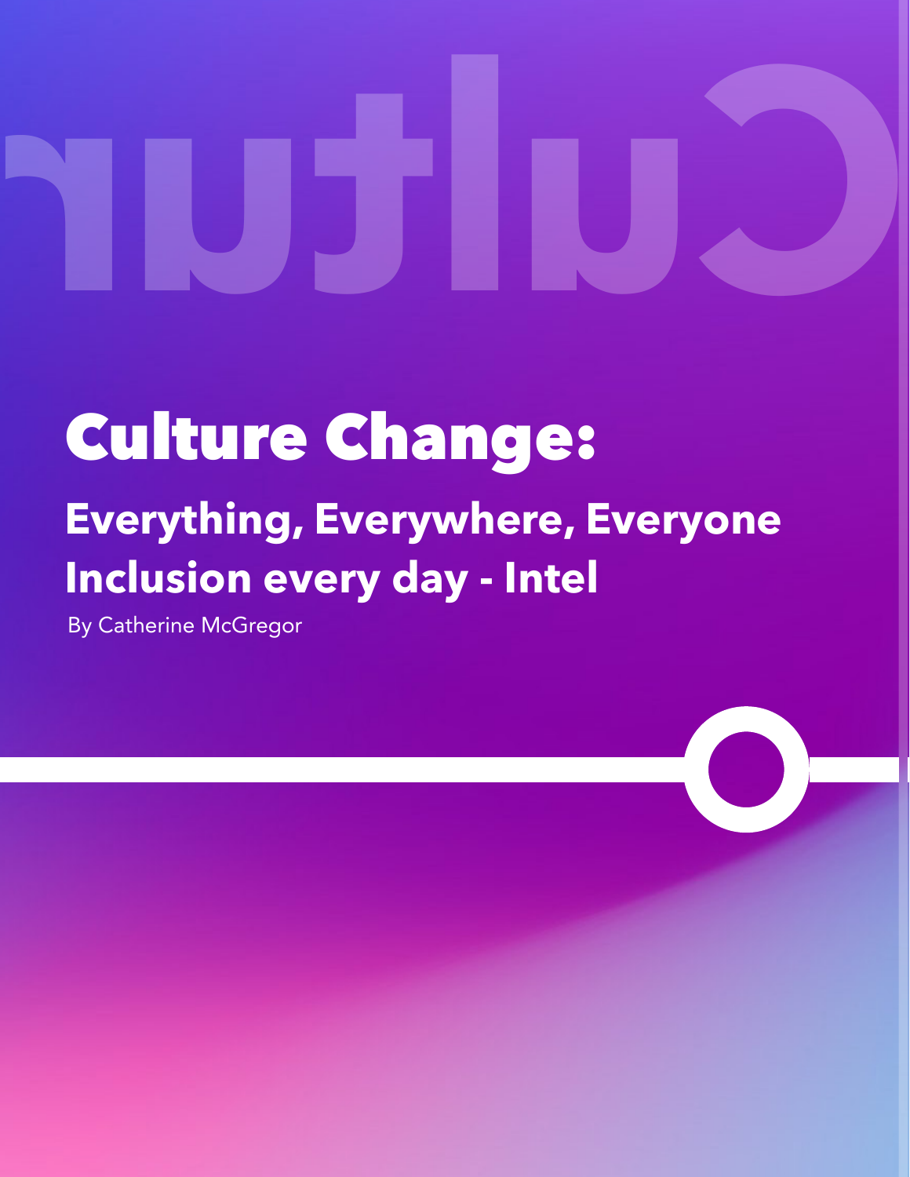# Culture Change:

## Everything, Everywhere, Everyone Inclusion every day - Intel

By Catherine McGregor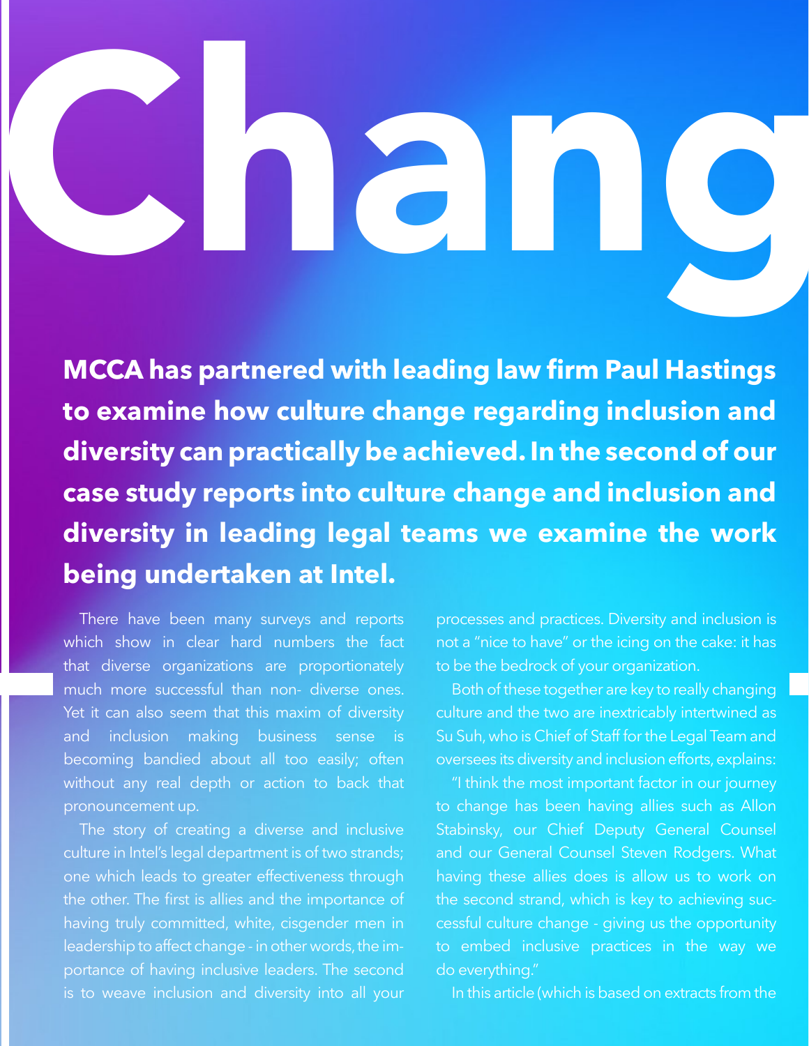# Chang

**MCCA has partnered with leading law firm Paul Hastings to examine how culture change regarding inclusion and diversity can practically be achieved. In the second of our case study reports into culture change and inclusion and diversity in leading legal teams we examine the work being undertaken at Intel.**

There have been many surveys and reports which show in clear hard numbers the fact that diverse organizations are proportionately much more successful than non- diverse ones. Yet it can also seem that this maxim of diversity and inclusion making business sense is becoming bandied about all too easily; often without any real depth or action to back that pronouncement up.

The story of creating a diverse and inclusive culture in Intel's legal department is of two strands; one which leads to greater effectiveness through the other. The first is allies and the importance of having truly committed, white, cisgender men in leadership to affect change - in other words, the importance of having inclusive leaders. The second is to weave inclusion and diversity into all your processes and practices. Diversity and inclusion is not a "nice to have" or the icing on the cake: it has to be the bedrock of your organization.

Both of these together are key to really changing culture and the two are inextricably intertwined as Su Suh, who is Chief of Staff for the Legal Team and oversees its diversity and inclusion efforts, explains:

"I think the most important factor in our journey to change has been having allies such as Allon Stabinsky, our Chief Deputy General Counsel and our General Counsel Steven Rodgers. What having these allies does is allow us to work on the second strand, which is key to achieving successful culture change - giving us the opportunity to embed inclusive practices in the way we do everything."

In this article (which is based on extracts from the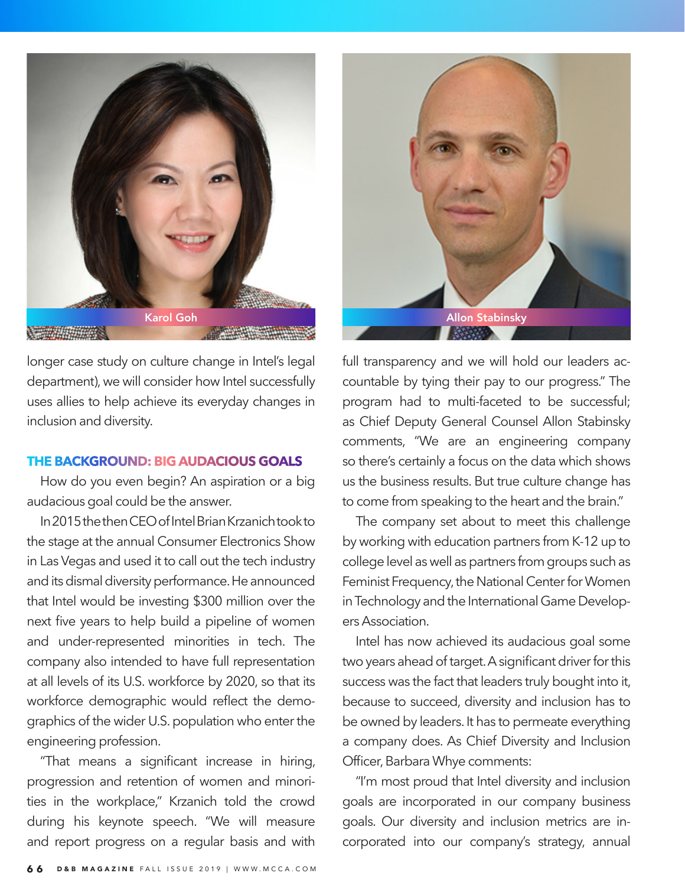Karol Goh

Allon Stabinsky

longer case study on culture change in Intel's legal department), we will consider how Intel successfully uses allies to help achieve its everyday changes in inclusion and diversity.

## THE BACKGROUND: BIG AUDACIOUS GOALS

How do you even begin? An aspiration or a big audacious goal could be the answer.

In 2015 the then CEO of Intel Brian Krzanich took to the stage at the annual Consumer Electronics Show in Las Vegas and used it to call out the tech industry and its dismal diversity performance. He announced that Intel would be investing $300 million over the next five years to help build a pipeline of women and under-represented minorities in tech. The company also intended to have full representation at all levels of its U.S. workforce by 2020, so that its workforce demographic would reflect the demographics of the wider U.S. population who enter the engineering profession.

"That means a significant increase in hiring, progression and retention of women and minorities in the workplace," Krzanich told the crowd during his keynote speech. "We will measure and report progress on a regular basis and with full transparency and we will hold our leaders accountable by tying their pay to our progress." The program had to multi-faceted to be successful; as Chief Deputy General Counsel Allon Stabinsky comments, "We are an engineering company so there's certainly a focus on the data which shows us the business results. But true culture change has to come from speaking to the heart and the brain."

The company set about to meet this challenge by working with education partners from K-12 up to college level as well as partners from groups such as Feminist Frequency, the National Center for Women in Technology and the International Game Developers Association.

Intel has now achieved its audacious goal some two years ahead of target. A significant driver for this success was the fact that leaders truly bought into it, because to succeed, diversity and inclusion has to be owned by leaders. It has to permeate everything a company does. As Chief Diversity and Inclusion Officer, Barbara Whye comments:

"I'm most proud that Intel diversity and inclusion goals are incorporated in our company business goals. Our diversity and inclusion metrics are incorporated into our company's strategy, annual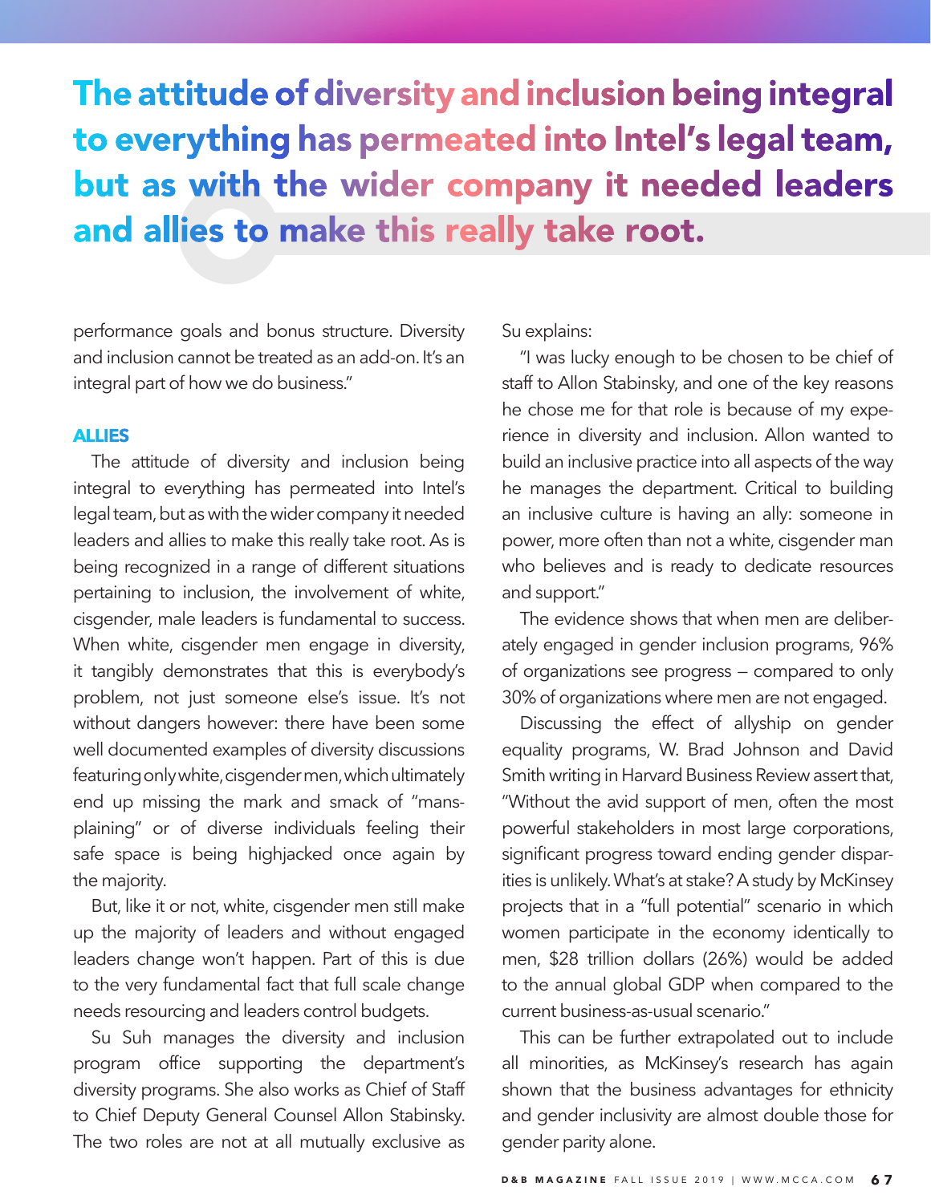> **The attitude of diversity and inclusion being integral to everything has permeated into Intel's legal team, but as with the wider company it needed leaders and allies to make this really take root.**

performance goals and bonus structure. Diversity and inclusion cannot be treated as an add-on. It's an integral part of how we do business."

### ALLIES

The attitude of diversity and inclusion being integral to everything has permeated into Intel's legal team, but as with the wider company it needed leaders and allies to make this really take root. As is being recognized in a range of different situations pertaining to inclusion, the involvement of white, cisgender, male leaders is fundamental to success. When white, cisgender men engage in diversity, it tangibly demonstrates that this is everybody's problem, not just someone else's issue. It's not without dangers however: there have been some well documented examples of diversity discussions featuring only white, cisgender men, which ultimately end up missing the mark and smack of "mansplaining" or of diverse individuals feeling their safe space is being highjacked once again by the majority.

But, like it or not, white, cisgender men still make up the majority of leaders and without engaged leaders change won't happen. Part of this is due to the very fundamental fact that full scale change needs resourcing and leaders control budgets.

Su Suh manages the diversity and inclusion program office supporting the department's diversity programs. She also works as Chief of Staff to Chief Deputy General Counsel Allon Stabinsky. The two roles are not at all mutually exclusive as Su explains:

"I was lucky enough to be chosen to be chief of staff to Allon Stabinsky, and one of the key reasons he chose me for that role is because of my experience in diversity and inclusion. Allon wanted to build an inclusive practice into all aspects of the way he manages the department. Critical to building an inclusive culture is having an ally: someone in power, more often than not a white, cisgender man who believes and is ready to dedicate resources and support."

The evidence shows that when men are deliberately engaged in gender inclusion programs, 96% of organizations see progress – compared to only 30% of organizations where men are not engaged.

Discussing the effect of allyship on gender equality programs, W. Brad Johnson and David Smith writing in Harvard Business Review assert that, "Without the avid support of men, often the most powerful stakeholders in most large corporations, significant progress toward ending gender disparities is unlikely. What's at stake? A study by McKinsey projects that in a "full potential" scenario in which women participate in the economy identically to men, $28 trillion dollars (26%) would be added to the annual global GDP when compared to the current business-as-usual scenario."

This can be further extrapolated out to include all minorities, as McKinsey's research has again shown that the business advantages for ethnicity and gender inclusivity are almost double those for gender parity alone.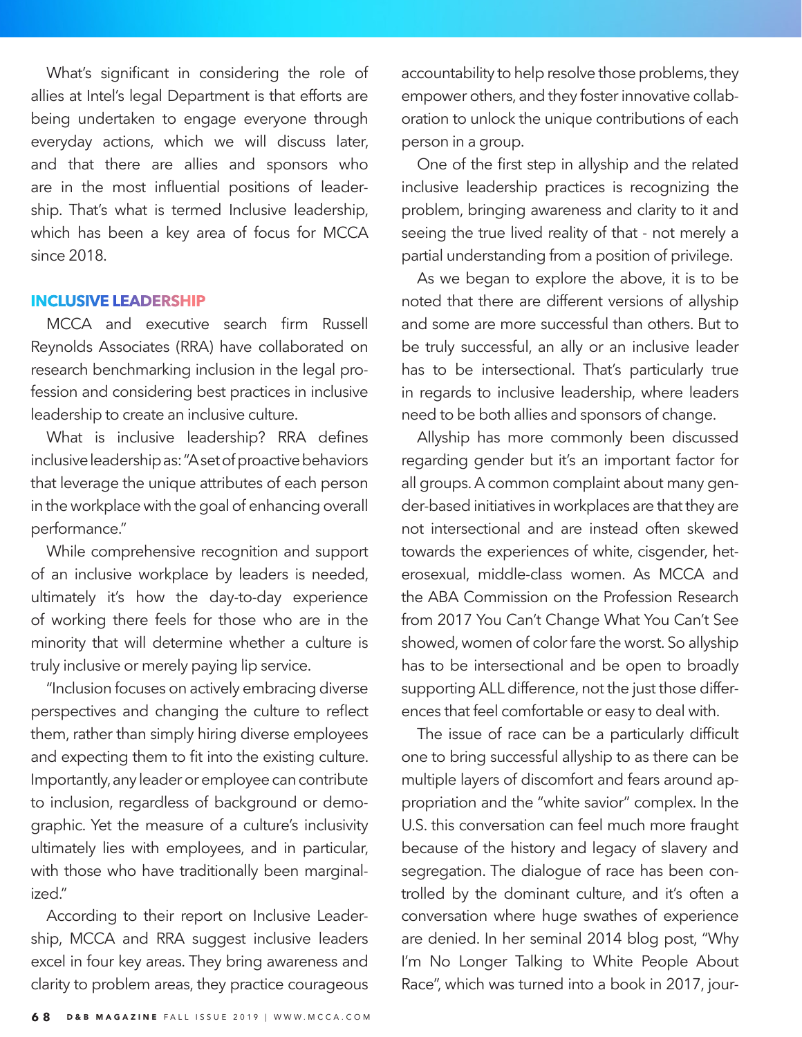What's significant in considering the role of allies at Intel's legal Department is that efforts are being undertaken to engage everyone through everyday actions, which we will discuss later, and that there are allies and sponsors who are in the most influential positions of leadership. That's what is termed Inclusive leadership, which has been a key area of focus for MCCA since 2018.

## INCLUSIVE LEADERSHIP

MCCA and executive search firm Russell Reynolds Associates (RRA) have collaborated on research benchmarking inclusion in the legal profession and considering best practices in inclusive leadership to create an inclusive culture.

What is inclusive leadership? RRA defines inclusive leadership as: "A set of proactive behaviors that leverage the unique attributes of each person in the workplace with the goal of enhancing overall performance."

While comprehensive recognition and support of an inclusive workplace by leaders is needed, ultimately it's how the day-to-day experience of working there feels for those who are in the minority that will determine whether a culture is truly inclusive or merely paying lip service.

"Inclusion focuses on actively embracing diverse perspectives and changing the culture to reflect them, rather than simply hiring diverse employees and expecting them to fit into the existing culture. Importantly, any leader or employee can contribute to inclusion, regardless of background or demographic. Yet the measure of a culture's inclusivity ultimately lies with employees, and in particular, with those who have traditionally been marginalized."

According to their report on Inclusive Leadership, MCCA and RRA suggest inclusive leaders excel in four key areas. They bring awareness and clarity to problem areas, they practice courageous accountability to help resolve those problems, they empower others, and they foster innovative collaboration to unlock the unique contributions of each person in a group.

One of the first step in allyship and the related inclusive leadership practices is recognizing the problem, bringing awareness and clarity to it and seeing the true lived reality of that - not merely a partial understanding from a position of privilege.

As we began to explore the above, it is to be noted that there are different versions of allyship and some are more successful than others. But to be truly successful, an ally or an inclusive leader has to be intersectional. That's particularly true in regards to inclusive leadership, where leaders need to be both allies and sponsors of change.

Allyship has more commonly been discussed regarding gender but it's an important factor for all groups. A common complaint about many gender-based initiatives in workplaces are that they are not intersectional and are instead often skewed towards the experiences of white, cisgender, heterosexual, middle-class women. As MCCA and the ABA Commission on the Profession Research from 2017 You Can't Change What You Can't See showed, women of color fare the worst. So allyship has to be intersectional and be open to broadly supporting ALL difference, not the just those differences that feel comfortable or easy to deal with.

The issue of race can be a particularly difficult one to bring successful allyship to as there can be multiple layers of discomfort and fears around appropriation and the "white savior" complex. In the U.S. this conversation can feel much more fraught because of the history and legacy of slavery and segregation. The dialogue of race has been controlled by the dominant culture, and it's often a conversation where huge swathes of experience are denied. In her seminal 2014 blog post, "Why I'm No Longer Talking to White People About Race", which was turned into a book in 2017, jour-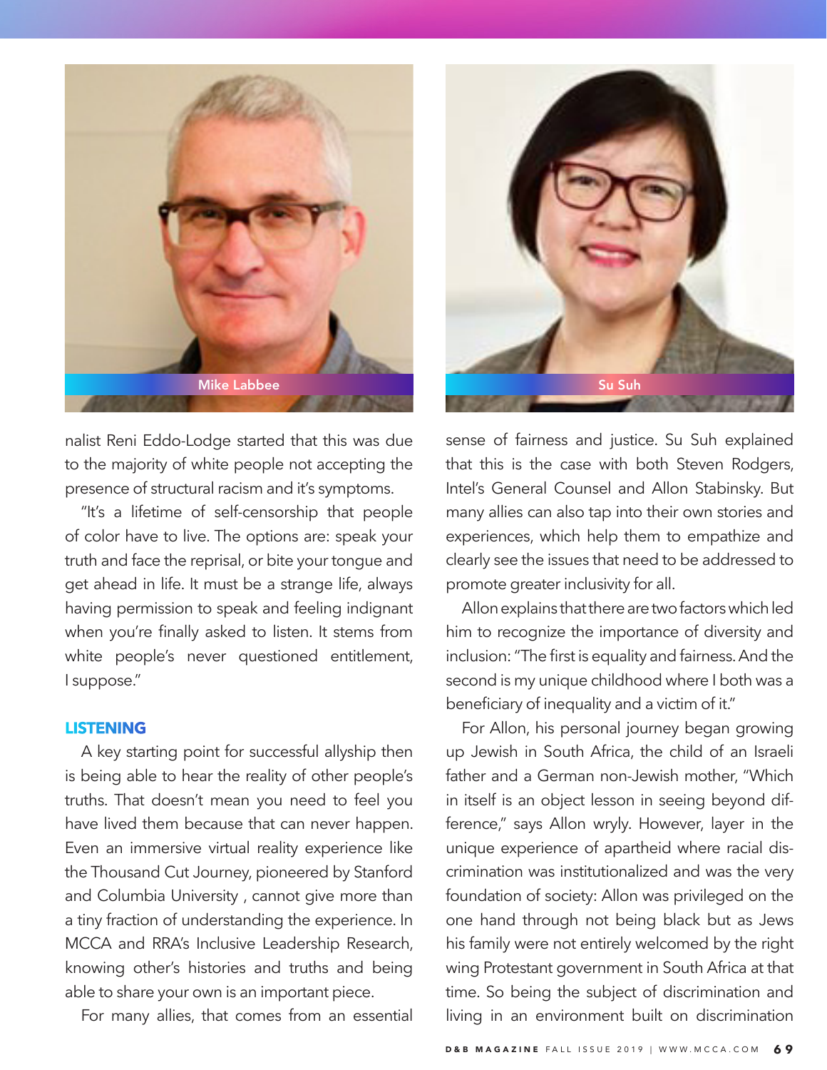Mike Labbee

Su Suh

nalist Reni Eddo-Lodge started that this was due to the majority of white people not accepting the presence of structural racism and it's symptoms.

"It's a lifetime of self-censorship that people of color have to live. The options are: speak your truth and face the reprisal, or bite your tongue and get ahead in life. It must be a strange life, always having permission to speak and feeling indignant when you're finally asked to listen. It stems from white people's never questioned entitlement, I suppose."

## LISTENING

A key starting point for successful allyship then is being able to hear the reality of other people's truths. That doesn't mean you need to feel you have lived them because that can never happen. Even an immersive virtual reality experience like the Thousand Cut Journey, pioneered by Stanford and Columbia University , cannot give more than a tiny fraction of understanding the experience. In MCCA and RRA's Inclusive Leadership Research, knowing other's histories and truths and being able to share your own is an important piece.

For many allies, that comes from an essential sense of fairness and justice. Su Suh explained that this is the case with both Steven Rodgers, Intel's General Counsel and Allon Stabinsky. But many allies can also tap into their own stories and experiences, which help them to empathize and clearly see the issues that need to be addressed to promote greater inclusivity for all.

Allon explains that there are two factors which led him to recognize the importance of diversity and inclusion: "The first is equality and fairness. And the second is my unique childhood where I both was a beneficiary of inequality and a victim of it."

For Allon, his personal journey began growing up Jewish in South Africa, the child of an Israeli father and a German non-Jewish mother, "Which in itself is an object lesson in seeing beyond difference," says Allon wryly. However, layer in the unique experience of apartheid where racial discrimination was institutionalized and was the very foundation of society: Allon was privileged on the one hand through not being black but as Jews his family were not entirely welcomed by the right wing Protestant government in South Africa at that time. So being the subject of discrimination and living in an environment built on discrimination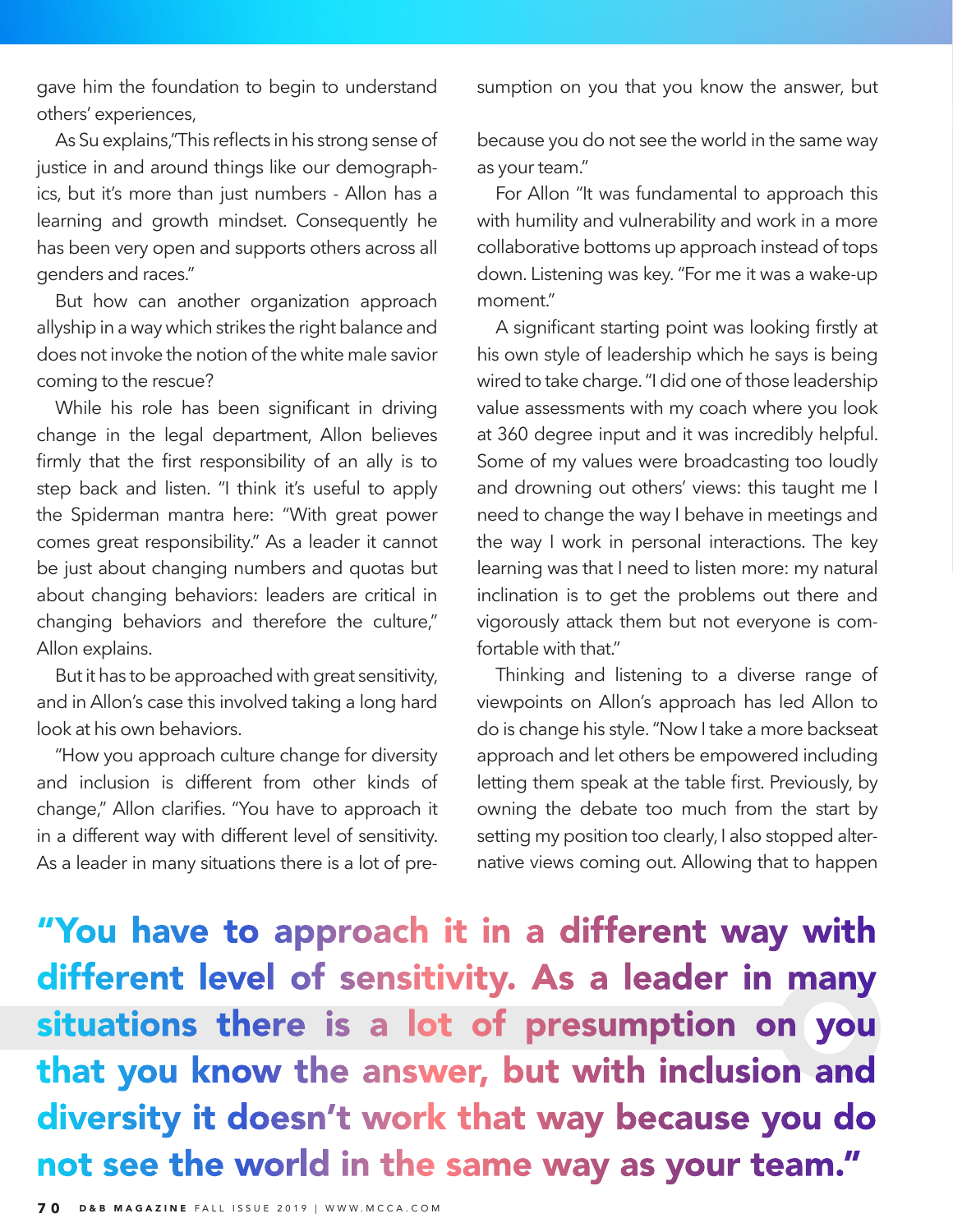gave him the foundation to begin to understand others' experiences,

As Su explains,"This reflects in his strong sense of justice in and around things like our demographics, but it's more than just numbers - Allon has a learning and growth mindset. Consequently he has been very open and supports others across all genders and races."

But how can another organization approach allyship in a way which strikes the right balance and does not invoke the notion of the white male savior coming to the rescue?

While his role has been significant in driving change in the legal department, Allon believes firmly that the first responsibility of an ally is to step back and listen. "I think it's useful to apply the Spiderman mantra here: "With great power comes great responsibility." As a leader it cannot be just about changing numbers and quotas but about changing behaviors: leaders are critical in changing behaviors and therefore the culture," Allon explains.

But it has to be approached with great sensitivity, and in Allon's case this involved taking a long hard look at his own behaviors.

"How you approach culture change for diversity and inclusion is different from other kinds of change," Allon clarifies. "You have to approach it in a different way with different level of sensitivity. As a leader in many situations there is a lot of presumption on you that you know the answer, but

because you do not see the world in the same way as your team."

For Allon "It was fundamental to approach this with humility and vulnerability and work in a more collaborative bottoms up approach instead of tops down. Listening was key. "For me it was a wake-up moment."

A significant starting point was looking firstly at his own style of leadership which he says is being wired to take charge. "I did one of those leadership value assessments with my coach where you look at 360 degree input and it was incredibly helpful. Some of my values were broadcasting too loudly and drowning out others' views: this taught me I need to change the way I behave in meetings and the way I work in personal interactions. The key learning was that I need to listen more: my natural inclination is to get the problems out there and vigorously attack them but not everyone is comfortable with that."

Thinking and listening to a diverse range of viewpoints on Allon's approach has led Allon to do is change his style. "Now I take a more backseat approach and let others be empowered including letting them speak at the table first. Previously, by owning the debate too much from the start by setting my position too clearly, I also stopped alternative views coming out. Allowing that to happen

**"You have to approach it in a different way with different level of sensitivity. As a leader in many situations there is a lot of presumption on you that you know the answer, but with inclusion and diversity it doesn't work that way because you do not see the world in the same way as your team."**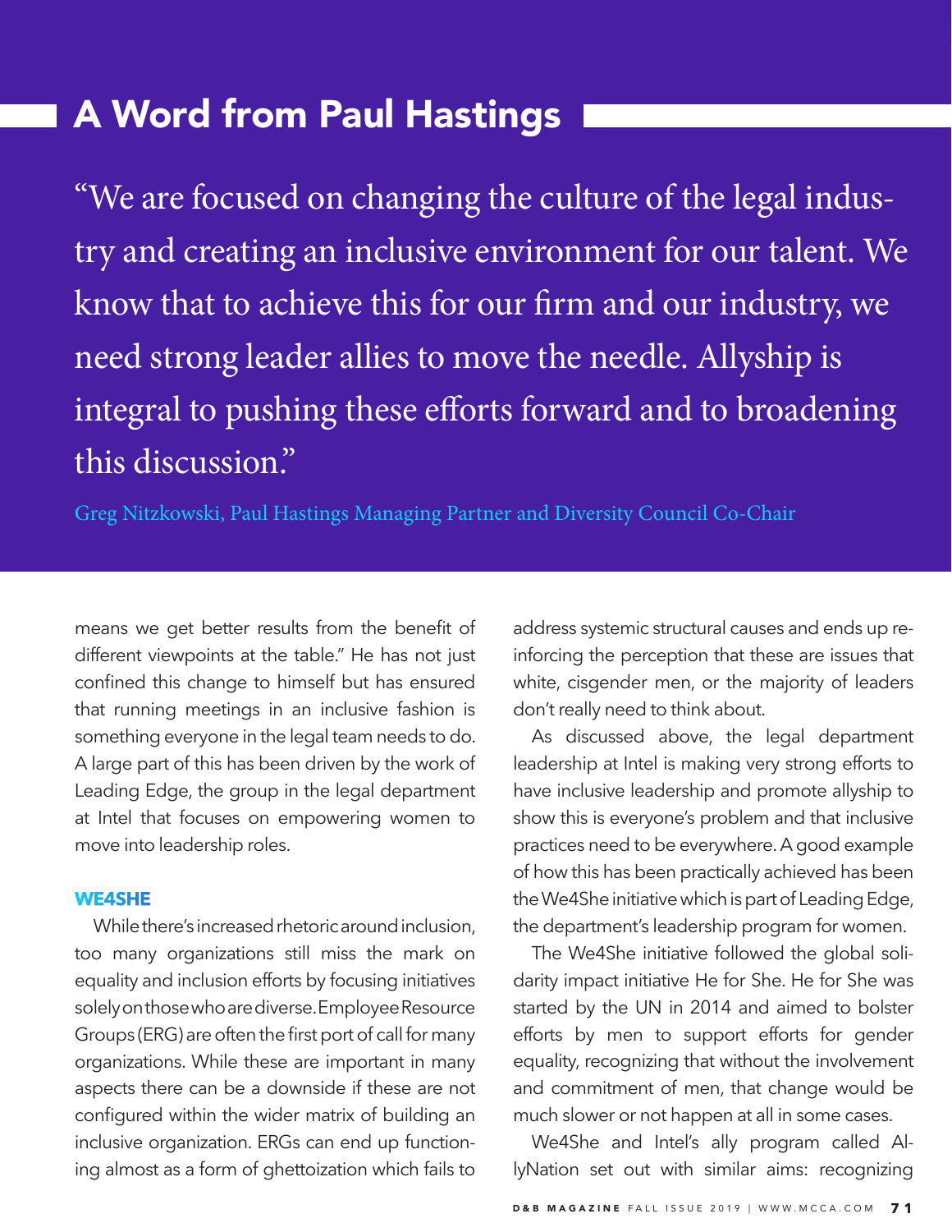## A Word from Paul Hastings

> "We are focused on changing the culture of the legal industry and creating an inclusive environment for our talent. We know that to achieve this for our firm and our industry, we need strong leader allies to move the needle. Allyship is integral to pushing these efforts forward and to broadening this discussion."
>
> Greg Nitzkowski, Paul Hastings Managing Partner and Diversity Council Co-Chair

means we get better results from the benefit of different viewpoints at the table." He has not just confined this change to himself but has ensured that running meetings in an inclusive fashion is something everyone in the legal team needs to do. A large part of this has been driven by the work of Leading Edge, the group in the legal department at Intel that focuses on empowering women to move into leadership roles.

### WE4SHE

While there's increased rhetoric around inclusion, too many organizations still miss the mark on equality and inclusion efforts by focusing initiatives solely on those who are diverse. Employee Resource Groups (ERG) are often the first port of call for many organizations. While these are important in many aspects there can be a downside if these are not configured within the wider matrix of building an inclusive organization. ERGs can end up functioning almost as a form of ghettoization which fails to address systemic structural causes and ends up reinforcing the perception that these are issues that white, cisgender men, or the majority of leaders don't really need to think about.

As discussed above, the legal department leadership at Intel is making very strong efforts to have inclusive leadership and promote allyship to show this is everyone's problem and that inclusive practices need to be everywhere. A good example of how this has been practically achieved has been the We4She initiative which is part of Leading Edge, the department's leadership program for women.

The We4She initiative followed the global solidarity impact initiative He for She. He for She was started by the UN in 2014 and aimed to bolster efforts by men to support efforts for gender equality, recognizing that without the involvement and commitment of men, that change would be much slower or not happen at all in some cases.

We4She and Intel's ally program called AllyNation set out with similar aims: recognizing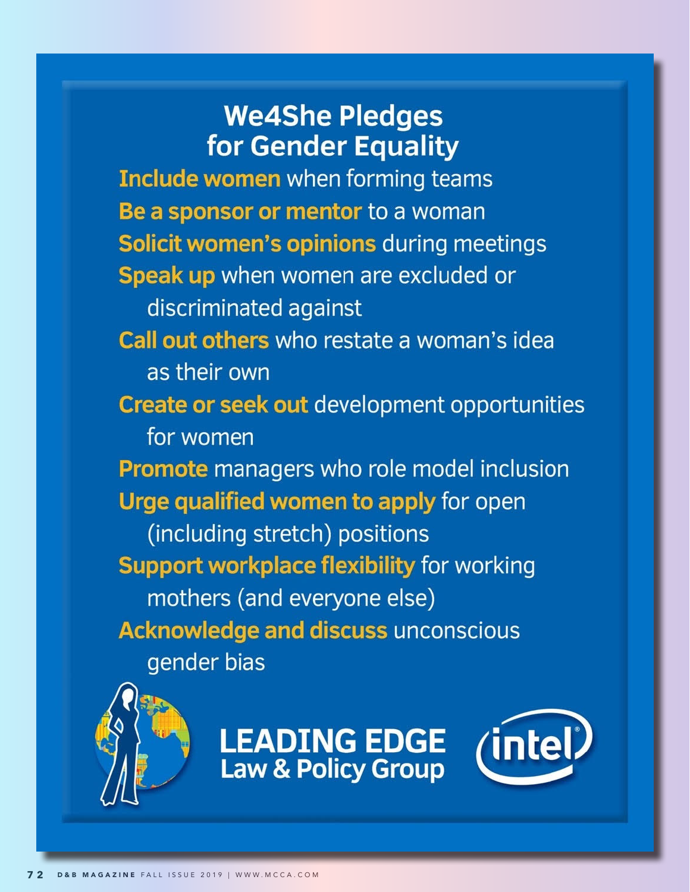# We4She Pledges for Gender Equality

**Include women** when forming teams

**Be a sponsor or mentor** to a woman

**Solicit women's opinions** during meetings

**Speak up** when women are excluded or discriminated against

**Call out others** who restate a woman's idea as their own

**Create or seek out** development opportunities for women

**Promote** managers who role model inclusion

**Urge qualified women to apply** for open (including stretch) positions

**Support workplace flexibility** for working mothers (and everyone else)

**Acknowledge and discuss** unconscious gender bias

LEADING EDGE
Law & Policy Group

intel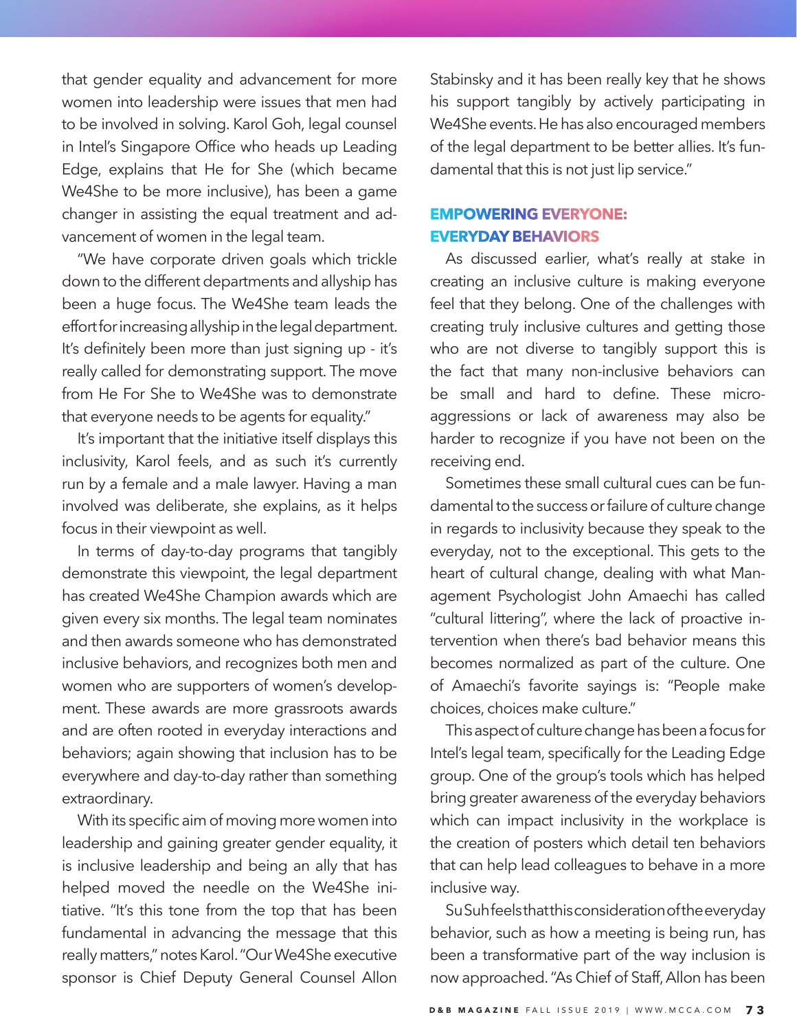that gender equality and advancement for more women into leadership were issues that men had to be involved in solving. Karol Goh, legal counsel in Intel's Singapore Office who heads up Leading Edge, explains that He for She (which became We4She to be more inclusive), has been a game changer in assisting the equal treatment and advancement of women in the legal team.

"We have corporate driven goals which trickle down to the different departments and allyship has been a huge focus. The We4She team leads the effort for increasing allyship in the legal department. It's definitely been more than just signing up - it's really called for demonstrating support. The move from He For She to We4She was to demonstrate that everyone needs to be agents for equality."

It's important that the initiative itself displays this inclusivity, Karol feels, and as such it's currently run by a female and a male lawyer. Having a man involved was deliberate, she explains, as it helps focus in their viewpoint as well.

In terms of day-to-day programs that tangibly demonstrate this viewpoint, the legal department has created We4She Champion awards which are given every six months. The legal team nominates and then awards someone who has demonstrated inclusive behaviors, and recognizes both men and women who are supporters of women's development. These awards are more grassroots awards and are often rooted in everyday interactions and behaviors; again showing that inclusion has to be everywhere and day-to-day rather than something extraordinary.

With its specific aim of moving more women into leadership and gaining greater gender equality, it is inclusive leadership and being an ally that has helped moved the needle on the We4She initiative. "It's this tone from the top that has been fundamental in advancing the message that this really matters," notes Karol. "Our We4She executive sponsor is Chief Deputy General Counsel Allon Stabinsky and it has been really key that he shows his support tangibly by actively participating in We4She events. He has also encouraged members of the legal department to be better allies. It's fundamental that this is not just lip service."

## EMPOWERING EVERYONE: EVERYDAY BEHAVIORS

As discussed earlier, what's really at stake in creating an inclusive culture is making everyone feel that they belong. One of the challenges with creating truly inclusive cultures and getting those who are not diverse to tangibly support this is the fact that many non-inclusive behaviors can be small and hard to define. These microaggressions or lack of awareness may also be harder to recognize if you have not been on the receiving end.

Sometimes these small cultural cues can be fundamental to the success or failure of culture change in regards to inclusivity because they speak to the everyday, not to the exceptional. This gets to the heart of cultural change, dealing with what Management Psychologist John Amaechi has called "cultural littering", where the lack of proactive intervention when there's bad behavior means this becomes normalized as part of the culture. One of Amaechi's favorite sayings is: "People make choices, choices make culture."

This aspect of culture change has been a focus for Intel's legal team, specifically for the Leading Edge group. One of the group's tools which has helped bring greater awareness of the everyday behaviors which can impact inclusivity in the workplace is the creation of posters which detail ten behaviors that can help lead colleagues to behave in a more inclusive way.

Su Suh feels that this consideration of the everyday behavior, such as how a meeting is being run, has been a transformative part of the way inclusion is now approached. "As Chief of Staff, Allon has been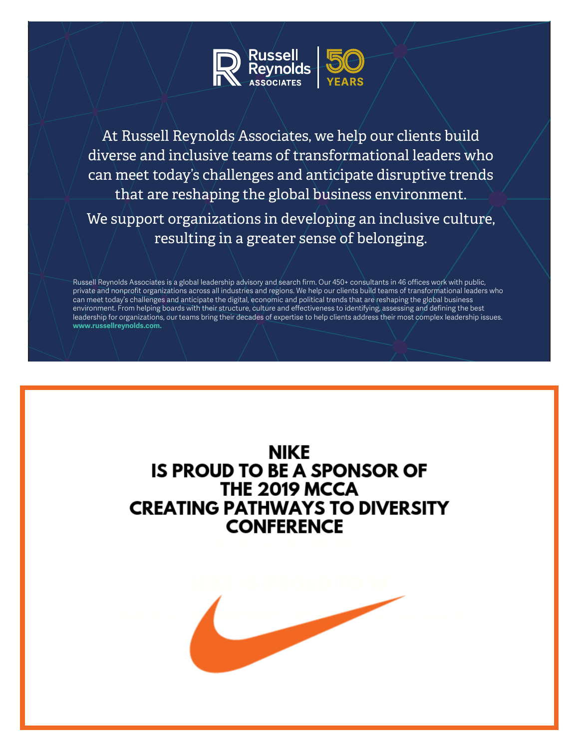Russell Reynolds Associates | 50 YEARS

At Russell Reynolds Associates, we help our clients build diverse and inclusive teams of transformational leaders who can meet today's challenges and anticipate disruptive trends that are reshaping the global business environment.

We support organizations in developing an inclusive culture, resulting in a greater sense of belonging.

Russell Reynolds Associates is a global leadership advisory and search firm. Our 450+ consultants in 46 offices work with public, private and nonprofit organizations across all industries and regions. We help our clients build teams of transformational leaders who can meet today's challenges and anticipate the digital, economic and political trends that are reshaping the global business environment. From helping boards with their structure, culture and effectiveness to identifying, assessing and defining the best leadership for organizations, our teams bring their decades of expertise to help clients address their most complex leadership issues. **www.russellreynolds.com.**

**NIKE**
**IS PROUD TO BE A SPONSOR OF**
**THE 2019 MCCA**
**CREATING PATHWAYS TO DIVERSITY**
**CONFERENCE**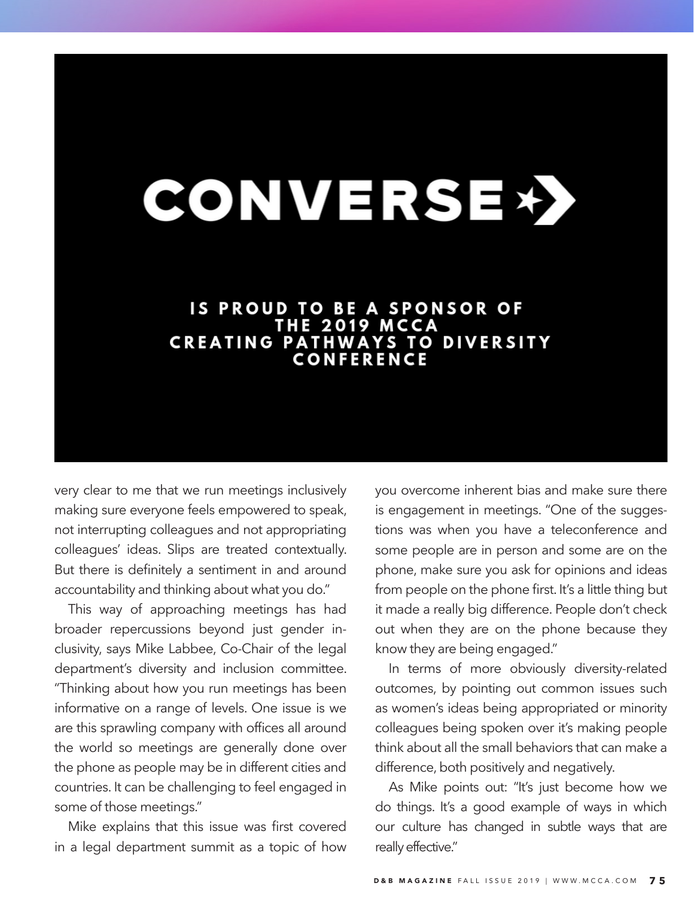CONVERSE

IS PROUD TO BE A SPONSOR OF THE 2019 MCCA CREATING PATHWAYS TO DIVERSITY CONFERENCE

very clear to me that we run meetings inclusively making sure everyone feels empowered to speak, not interrupting colleagues and not appropriating colleagues' ideas. Slips are treated contextually. But there is definitely a sentiment in and around accountability and thinking about what you do."

This way of approaching meetings has had broader repercussions beyond just gender inclusivity, says Mike Labbee, Co-Chair of the legal department's diversity and inclusion committee. "Thinking about how you run meetings has been informative on a range of levels. One issue is we are this sprawling company with offices all around the world so meetings are generally done over the phone as people may be in different cities and countries. It can be challenging to feel engaged in some of those meetings."

Mike explains that this issue was first covered in a legal department summit as a topic of how you overcome inherent bias and make sure there is engagement in meetings. "One of the suggestions was when you have a teleconference and some people are in person and some are on the phone, make sure you ask for opinions and ideas from people on the phone first. It's a little thing but it made a really big difference. People don't check out when they are on the phone because they know they are being engaged."

In terms of more obviously diversity-related outcomes, by pointing out common issues such as women's ideas being appropriated or minority colleagues being spoken over it's making people think about all the small behaviors that can make a difference, both positively and negatively.

As Mike points out: "It's just become how we do things. It's a good example of ways in which our culture has changed in subtle ways that are really effective."